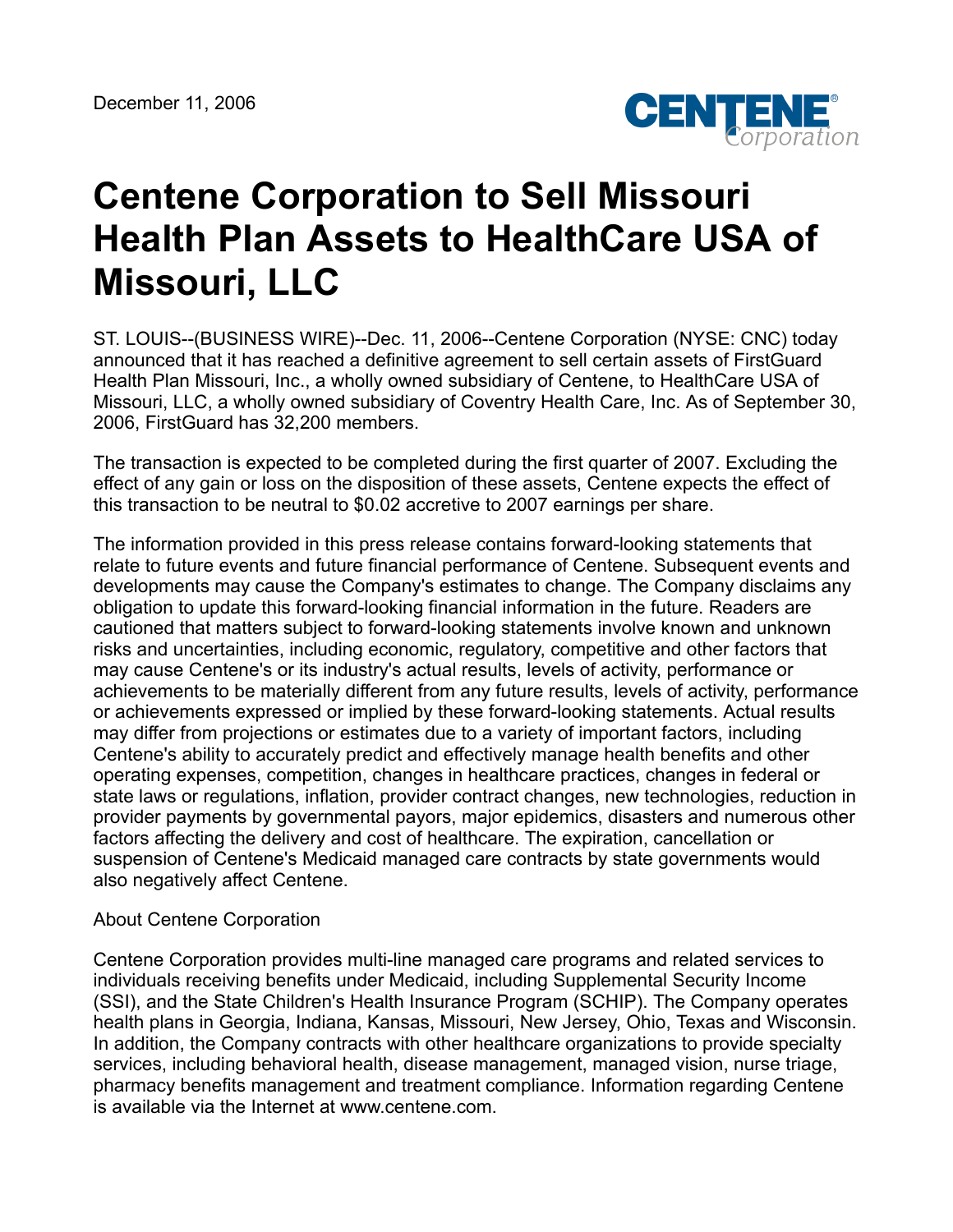December 11, 2006

# Centene Corporation to Sell Missouri Health Plan Assets to HealthCare USA of Missouri, LLC

ST. LOUIS--(BUSINESS WIRE)--Dec. 11, 2006--Centene Corporation (NYSE: CNC) today announced that it has reached a definitive agreement to sell certain assets of FirstGuard Health Plan Missouri, Inc., a wholly owned subsidiary of Centene, to HealthCare USA of Missouri, LLC, a wholly owned subsidiary of Coventry Health Care, Inc. As of September 30, 2006, FirstGuard has 32,200 members.

The transaction is expected to be completed during the first quarter of 2007. Excluding the effect of any gain or loss on the disposition of these assets, Centene expects the effect of this transaction to be neutral to $0.02 accretive to 2007 earnings per share.

The information provided in this press release contains forward-looking statements that relate to future events and future financial performance of Centene. Subsequent events and developments may cause the Company's estimates to change. The Company disclaims any obligation to update this forward-looking financial information in the future. Readers are cautioned that matters subject to forward-looking statements involve known and unknown risks and uncertainties, including economic, regulatory, competitive and other factors that may cause Centene's or its industry's actual results, levels of activity, performance or achievements to be materially different from any future results, levels of activity, performance or achievements expressed or implied by these forward-looking statements. Actual results may differ from projections or estimates due to a variety of important factors, including Centene's ability to accurately predict and effectively manage health benefits and other operating expenses, competition, changes in healthcare practices, changes in federal or state laws or regulations, inflation, provider contract changes, new technologies, reduction in provider payments by governmental payors, major epidemics, disasters and numerous other factors affecting the delivery and cost of healthcare. The expiration, cancellation or suspension of Centene's Medicaid managed care contracts by state governments would also negatively affect Centene.

About Centene Corporation

Centene Corporation provides multi-line managed care programs and related services to individuals receiving benefits under Medicaid, including Supplemental Security Income (SSI), and the State Children's Health Insurance Program (SCHIP). The Company operates health plans in Georgia, Indiana, Kansas, Missouri, New Jersey, Ohio, Texas and Wisconsin. In addition, the Company contracts with other healthcare organizations to provide specialty services, including behavioral health, disease management, managed vision, nurse triage, pharmacy benefits management and treatment compliance. Information regarding Centene is available via the Internet at www.centene.com.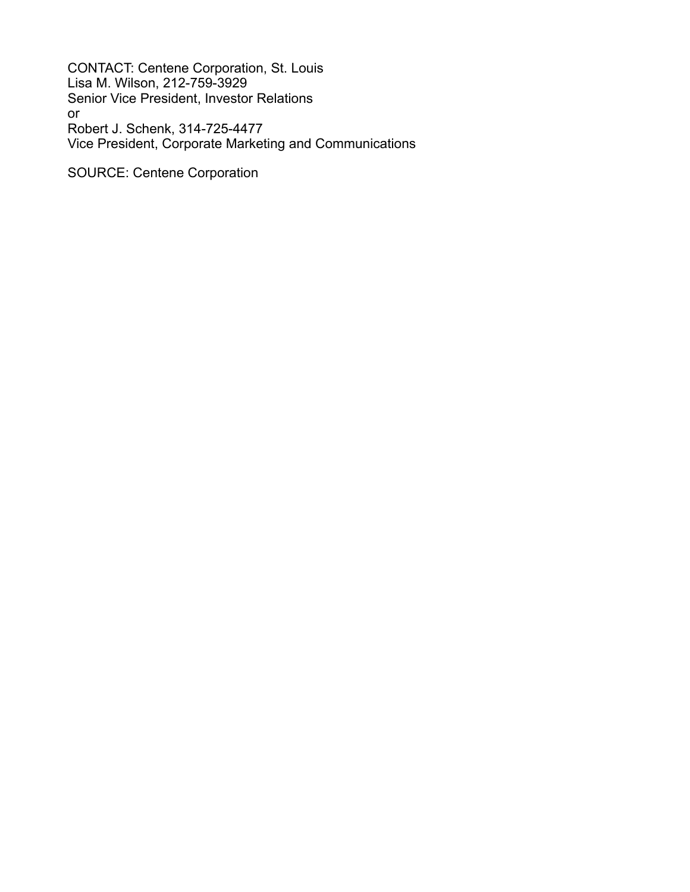CONTACT: Centene Corporation, St. Louis
Lisa M. Wilson, 212-759-3929
Senior Vice President, Investor Relations
or
Robert J. Schenk, 314-725-4477
Vice President, Corporate Marketing and Communications

SOURCE: Centene Corporation